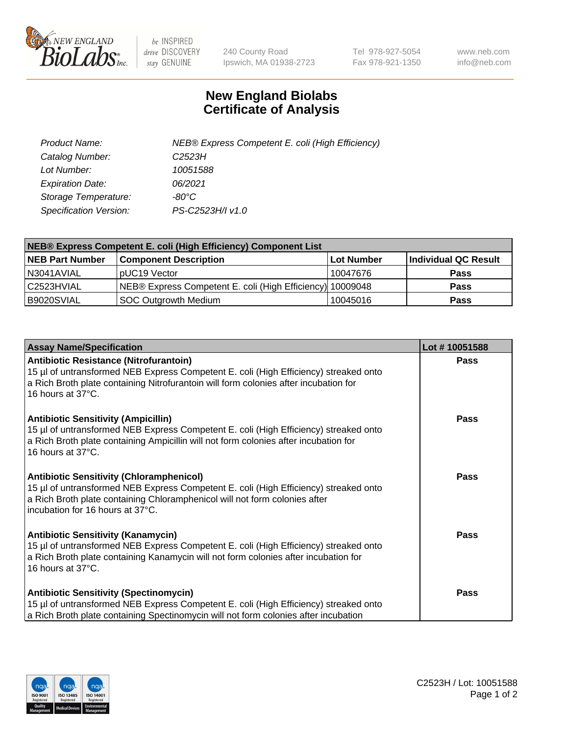# New England Biolabs Certificate of Analysis

| | |
|---|---|
| *Product Name:* | *NEB® Express Competent E. coli (High Efficiency)* |
| *Catalog Number:* | *C2523H* |
| *Lot Number:* | *10051588* |
| *Expiration Date:* | *06/2021* |
| *Storage Temperature:* | *-80°C* |
| *Specification Version:* | *PS-C2523H/I v1.0* |

| NEB® Express Competent E. coli (High Efficiency) Component List | | | |
|---|---|---|---|
| **NEB Part Number** | **Component Description** | **Lot Number** | **Individual QC Result** |
| N3041AVIAL | pUC19 Vector | 10047676 | **Pass** |
| C2523HVIAL | NEB® Express Competent E. coli (High Efficiency) | 10009048 | **Pass** |
| B9020SVIAL | SOC Outgrowth Medium | 10045016 | **Pass** |

| Assay Name/Specification | Lot # 10051588 |
|---|---|
| **Antibiotic Resistance (Nitrofurantoin)**<br>15 µl of untransformed NEB Express Competent E. coli (High Efficiency) streaked onto a Rich Broth plate containing Nitrofurantoin will form colonies after incubation for 16 hours at 37°C. | **Pass** |
| **Antibiotic Sensitivity (Ampicillin)**<br>15 µl of untransformed NEB Express Competent E. coli (High Efficiency) streaked onto a Rich Broth plate containing Ampicillin will not form colonies after incubation for 16 hours at 37°C. | **Pass** |
| **Antibiotic Sensitivity (Chloramphenicol)**<br>15 µl of untransformed NEB Express Competent E. coli (High Efficiency) streaked onto a Rich Broth plate containing Chloramphenicol will not form colonies after incubation for 16 hours at 37°C. | **Pass** |
| **Antibiotic Sensitivity (Kanamycin)**<br>15 µl of untransformed NEB Express Competent E. coli (High Efficiency) streaked onto a Rich Broth plate containing Kanamycin will not form colonies after incubation for 16 hours at 37°C. | **Pass** |
| **Antibiotic Sensitivity (Spectinomycin)**<br>15 µl of untransformed NEB Express Competent E. coli (High Efficiency) streaked onto a Rich Broth plate containing Spectinomycin will not form colonies after incubation | **Pass** |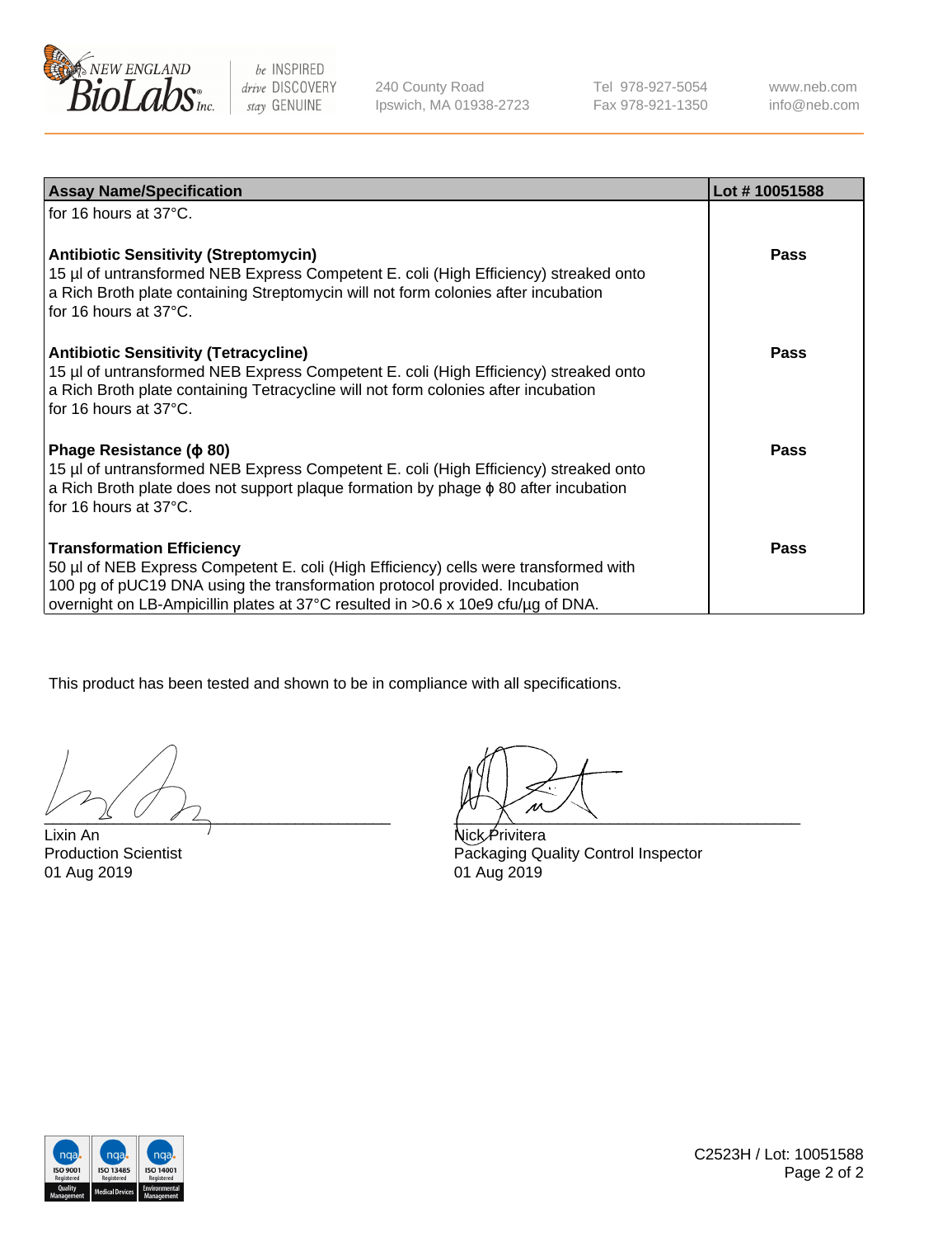| Assay Name/Specification | Lot # 10051588 |
|---|---|
| for 16 hours at 37°C. | |
| **Antibiotic Sensitivity (Streptomycin)**<br>15 µl of untransformed NEB Express Competent E. coli (High Efficiency) streaked onto a Rich Broth plate containing Streptomycin will not form colonies after incubation for 16 hours at 37°C. | Pass |
| **Antibiotic Sensitivity (Tetracycline)**<br>15 µl of untransformed NEB Express Competent E. coli (High Efficiency) streaked onto a Rich Broth plate containing Tetracycline will not form colonies after incubation for 16 hours at 37°C. | Pass |
| **Phage Resistance (ϕ 80)**<br>15 µl of untransformed NEB Express Competent E. coli (High Efficiency) streaked onto a Rich Broth plate does not support plaque formation by phage ϕ 80 after incubation for 16 hours at 37°C. | Pass |
| **Transformation Efficiency**<br>50 µl of NEB Express Competent E. coli (High Efficiency) cells were transformed with 100 pg of pUC19 DNA using the transformation protocol provided. Incubation overnight on LB-Ampicillin plates at 37°C resulted in >0.6 x 10e9 cfu/µg of DNA. | Pass |

This product has been tested and shown to be in compliance with all specifications.

Lixin An
Production Scientist
01 Aug 2019

Nick Privitera
Packaging Quality Control Inspector
01 Aug 2019

C2523H / Lot: 10051588